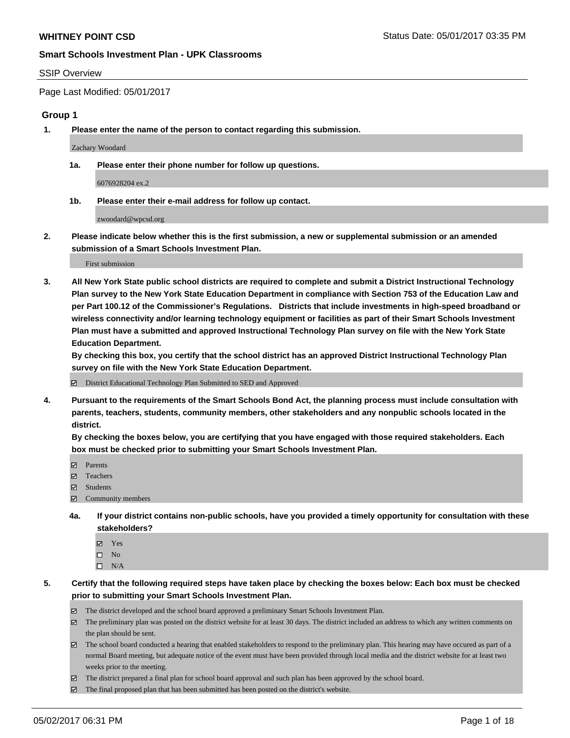**WHITNEY POINT CSD**

Status Date: 05/01/2017 03:35 PM

**Smart Schools Investment Plan - UPK Classrooms**

SSIP Overview

Page Last Modified: 05/01/2017

### Group 1

**1. Please enter the name of the person to contact regarding this submission.**

Zachary Woodard

**1a. Please enter their phone number for follow up questions.**

6076928204 ex.2

**1b. Please enter their e-mail address for follow up contact.**

zwoodard@wpcsd.org

**2. Please indicate below whether this is the first submission, a new or supplemental submission or an amended submission of a Smart Schools Investment Plan.**

First submission

**3. All New York State public school districts are required to complete and submit a District Instructional Technology Plan survey to the New York State Education Department in compliance with Section 753 of the Education Law and per Part 100.12 of the Commissioner's Regulations. Districts that include investments in high-speed broadband or wireless connectivity and/or learning technology equipment or facilities as part of their Smart Schools Investment Plan must have a submitted and approved Instructional Technology Plan survey on file with the New York State Education Department.**
**By checking this box, you certify that the school district has an approved District Instructional Technology Plan survey on file with the New York State Education Department.**

- ☑ District Educational Technology Plan Submitted to SED and Approved

**4. Pursuant to the requirements of the Smart Schools Bond Act, the planning process must include consultation with parents, teachers, students, community members, other stakeholders and any nonpublic schools located in the district.**
**By checking the boxes below, you are certifying that you have engaged with those required stakeholders. Each box must be checked prior to submitting your Smart Schools Investment Plan.**

- ☑ Parents
- ☑ Teachers
- ☑ Students
- ☑ Community members

**4a. If your district contains non-public schools, have you provided a timely opportunity for consultation with these stakeholders?**

- ☑ Yes
- ☐ No
- ☐ N/A

**5. Certify that the following required steps have taken place by checking the boxes below: Each box must be checked prior to submitting your Smart Schools Investment Plan.**

- ☑ The district developed and the school board approved a preliminary Smart Schools Investment Plan.
- ☑ The preliminary plan was posted on the district website for at least 30 days. The district included an address to which any written comments on the plan should be sent.
- ☑ The school board conducted a hearing that enabled stakeholders to respond to the preliminary plan. This hearing may have occured as part of a normal Board meeting, but adequate notice of the event must have been provided through local media and the district website for at least two weeks prior to the meeting.
- ☑ The district prepared a final plan for school board approval and such plan has been approved by the school board.
- ☑ The final proposed plan that has been submitted has been posted on the district's website.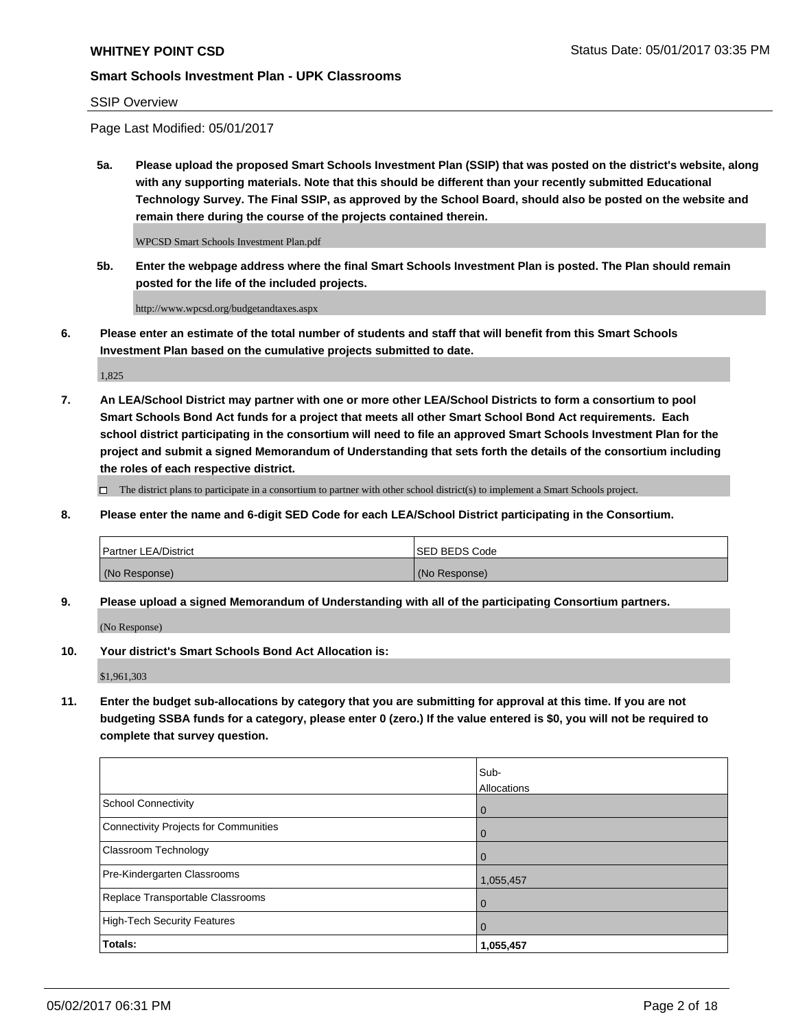**WHITNEY POINT CSD**

**Smart Schools Investment Plan - UPK Classrooms**

SSIP Overview

Page Last Modified: 05/01/2017

**5a. Please upload the proposed Smart Schools Investment Plan (SSIP) that was posted on the district's website, along with any supporting materials. Note that this should be different than your recently submitted Educational Technology Survey. The Final SSIP, as approved by the School Board, should also be posted on the website and remain there during the course of the projects contained therein.**

WPCSD Smart Schools Investment Plan.pdf

**5b. Enter the webpage address where the final Smart Schools Investment Plan is posted. The Plan should remain posted for the life of the included projects.**

http://www.wpcsd.org/budgetandtaxes.aspx

**6. Please enter an estimate of the total number of students and staff that will benefit from this Smart Schools Investment Plan based on the cumulative projects submitted to date.**

1,825

**7. An LEA/School District may partner with one or more other LEA/School Districts to form a consortium to pool Smart Schools Bond Act funds for a project that meets all other Smart School Bond Act requirements. Each school district participating in the consortium will need to file an approved Smart Schools Investment Plan for the project and submit a signed Memorandum of Understanding that sets forth the details of the consortium including the roles of each respective district.**

☐ The district plans to participate in a consortium to partner with other school district(s) to implement a Smart Schools project.

**8. Please enter the name and 6-digit SED Code for each LEA/School District participating in the Consortium.**

| Partner LEA/District | SED BEDS Code |
|---|---|
| (No Response) | (No Response) |

**9. Please upload a signed Memorandum of Understanding with all of the participating Consortium partners.**

(No Response)

**10. Your district's Smart Schools Bond Act Allocation is:**

$1,961,303

**11. Enter the budget sub-allocations by category that you are submitting for approval at this time. If you are not budgeting SSBA funds for a category, please enter 0 (zero.) If the value entered is $0, you will not be required to complete that survey question.**

| | Sub-Allocations |
|---|---|
| School Connectivity | 0 |
| Connectivity Projects for Communities | 0 |
| Classroom Technology | 0 |
| Pre-Kindergarten Classrooms | 1,055,457 |
| Replace Transportable Classrooms | 0 |
| High-Tech Security Features | 0 |
| **Totals:** | **1,055,457** |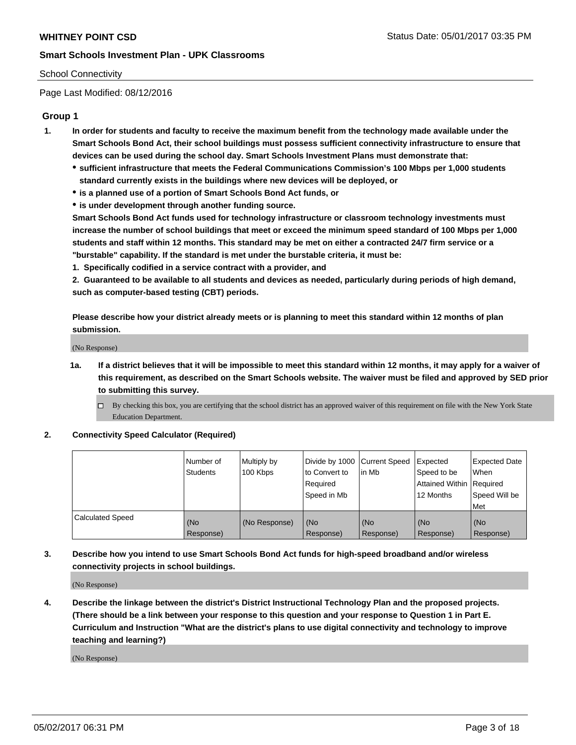WHITNEY POINT CSD

Status Date: 05/01/2017 03:35 PM

**Smart Schools Investment Plan - UPK Classrooms**

School Connectivity

Page Last Modified: 08/12/2016

## Group 1

1. **In order for students and faculty to receive the maximum benefit from the technology made available under the Smart Schools Bond Act, their school buildings must possess sufficient connectivity infrastructure to ensure that devices can be used during the school day. Smart Schools Investment Plans must demonstrate that:**
   - **sufficient infrastructure that meets the Federal Communications Commission's 100 Mbps per 1,000 students standard currently exists in the buildings where new devices will be deployed, or**
   - **is a planned use of a portion of Smart Schools Bond Act funds, or**
   - **is under development through another funding source.**

   **Smart Schools Bond Act funds used for technology infrastructure or classroom technology investments must increase the number of school buildings that meet or exceed the minimum speed standard of 100 Mbps per 1,000 students and staff within 12 months. This standard may be met on either a contracted 24/7 firm service or a "burstable" capability. If the standard is met under the burstable criteria, it must be:**

   **1. Specifically codified in a service contract with a provider, and**

   **2. Guaranteed to be available to all students and devices as needed, particularly during periods of high demand, such as computer-based testing (CBT) periods.**

   **Please describe how your district already meets or is planning to meet this standard within 12 months of plan submission.**

   (No Response)

   1a. **If a district believes that it will be impossible to meet this standard within 12 months, it may apply for a waiver of this requirement, as described on the Smart Schools website. The waiver must be filed and approved by SED prior to submitting this survey.**

   - ☐ By checking this box, you are certifying that the school district has an approved waiver of this requirement on file with the New York State Education Department.

2. **Connectivity Speed Calculator (Required)**

| | Number of Students | Multiply by 100 Kbps | Divide by 1000 to Convert to Required Speed in Mb | Current Speed in Mb | Expected Speed to be Attained Within 12 Months | Expected Date When Required Speed Will be Met |
|---|---|---|---|---|---|---|
| Calculated Speed | (No Response) | (No Response) | (No Response) | (No Response) | (No Response) | (No Response) |

3. **Describe how you intend to use Smart Schools Bond Act funds for high-speed broadband and/or wireless connectivity projects in school buildings.**

   (No Response)

4. **Describe the linkage between the district's District Instructional Technology Plan and the proposed projects. (There should be a link between your response to this question and your response to Question 1 in Part E. Curriculum and Instruction "What are the district's plans to use digital connectivity and technology to improve teaching and learning?)**

   (No Response)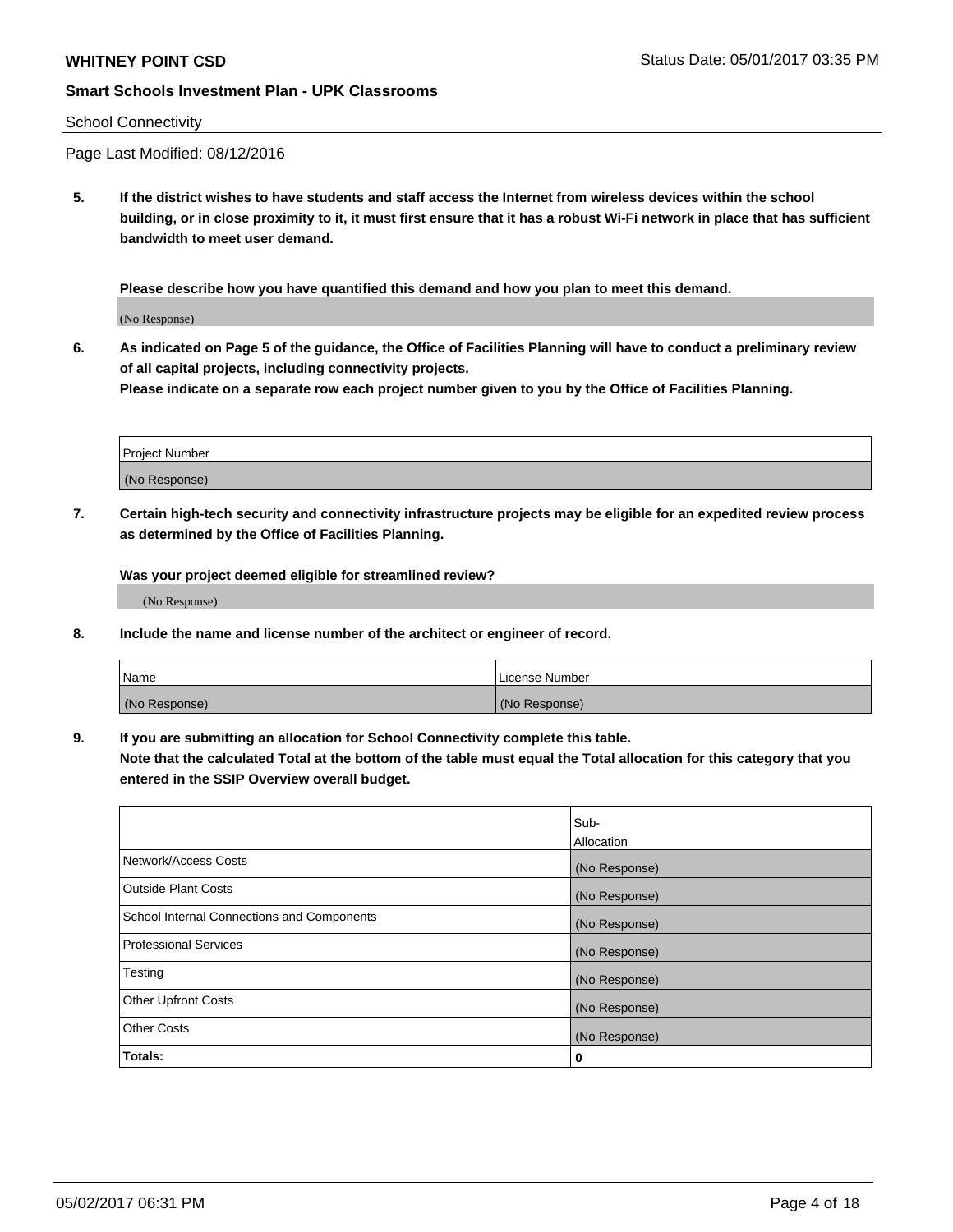School Connectivity

Page Last Modified: 08/12/2016

**5. If the district wishes to have students and staff access the Internet from wireless devices within the school building, or in close proximity to it, it must first ensure that it has a robust Wi-Fi network in place that has sufficient bandwidth to meet user demand.**

**Please describe how you have quantified this demand and how you plan to meet this demand.**

(No Response)

**6. As indicated on Page 5 of the guidance, the Office of Facilities Planning will have to conduct a preliminary review of all capital projects, including connectivity projects.**
**Please indicate on a separate row each project number given to you by the Office of Facilities Planning.**

| Project Number |
| --- |
| (No Response) |

**7. Certain high-tech security and connectivity infrastructure projects may be eligible for an expedited review process as determined by the Office of Facilities Planning.**

**Was your project deemed eligible for streamlined review?**

(No Response)

**8. Include the name and license number of the architect or engineer of record.**

| Name | License Number |
| --- | --- |
| (No Response) | (No Response) |

**9. If you are submitting an allocation for School Connectivity complete this table.**
**Note that the calculated Total at the bottom of the table must equal the Total allocation for this category that you entered in the SSIP Overview overall budget.**

| | Sub-Allocation |
| --- | --- |
| Network/Access Costs | (No Response) |
| Outside Plant Costs | (No Response) |
| School Internal Connections and Components | (No Response) |
| Professional Services | (No Response) |
| Testing | (No Response) |
| Other Upfront Costs | (No Response) |
| Other Costs | (No Response) |
| **Totals:** | **0** |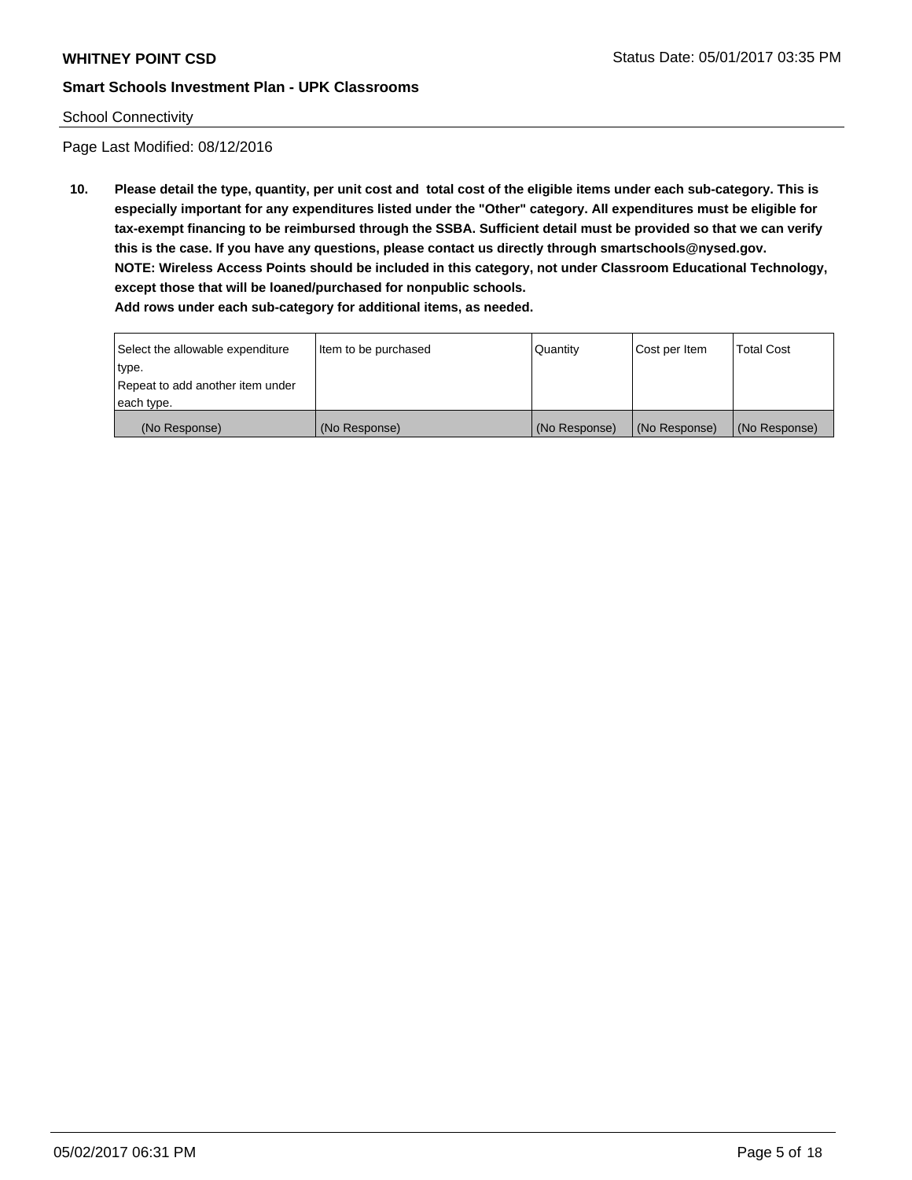**WHITNEY POINT CSD**

**Smart Schools Investment Plan - UPK Classrooms**

School Connectivity

Page Last Modified: 08/12/2016

**10. Please detail the type, quantity, per unit cost and total cost of the eligible items under each sub-category. This is especially important for any expenditures listed under the "Other" category. All expenditures must be eligible for tax-exempt financing to be reimbursed through the SSBA. Sufficient detail must be provided so that we can verify this is the case. If you have any questions, please contact us directly through smartschools@nysed.gov.**
**NOTE: Wireless Access Points should be included in this category, not under Classroom Educational Technology, except those that will be loaned/purchased for nonpublic schools.**
**Add rows under each sub-category for additional items, as needed.**

| Select the allowable expenditure type. Repeat to add another item under each type. | Item to be purchased | Quantity | Cost per Item | Total Cost |
|---|---|---|---|---|
| (No Response) | (No Response) | (No Response) | (No Response) | (No Response) |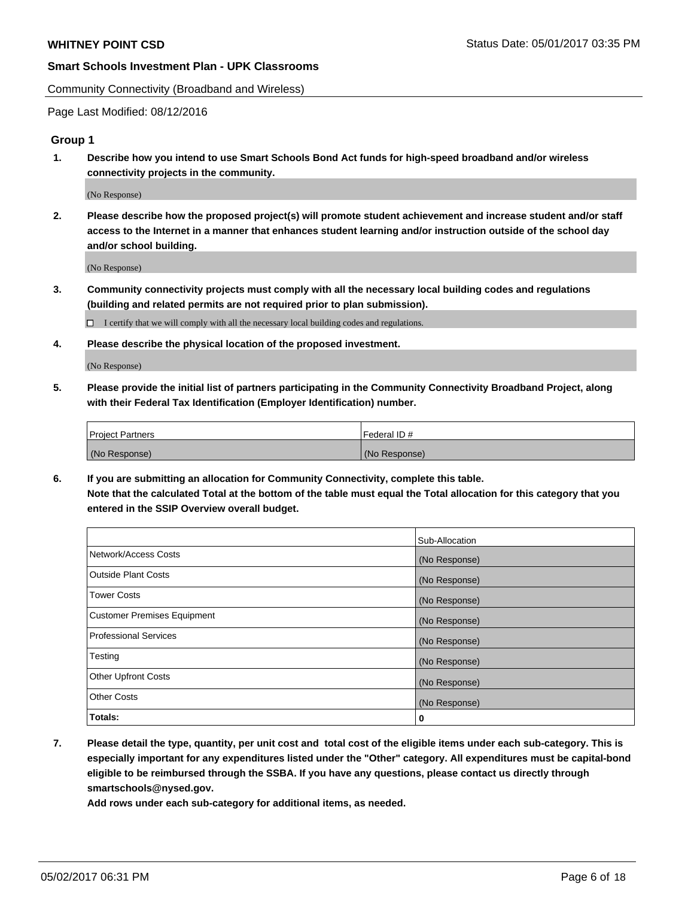**WHITNEY POINT CSD** Status Date: 05/01/2017 03:35 PM

**Smart Schools Investment Plan - UPK Classrooms**

Community Connectivity (Broadband and Wireless)

Page Last Modified: 08/12/2016

## Group 1

1. **Describe how you intend to use Smart Schools Bond Act funds for high-speed broadband and/or wireless connectivity projects in the community.**

   (No Response)

2. **Please describe how the proposed project(s) will promote student achievement and increase student and/or staff access to the Internet in a manner that enhances student learning and/or instruction outside of the school day and/or school building.**

   (No Response)

3. **Community connectivity projects must comply with all the necessary local building codes and regulations (building and related permits are not required prior to plan submission).**

   ☐ I certify that we will comply with all the necessary local building codes and regulations.

4. **Please describe the physical location of the proposed investment.**

   (No Response)

5. **Please provide the initial list of partners participating in the Community Connectivity Broadband Project, along with their Federal Tax Identification (Employer Identification) number.**

| Project Partners | Federal ID # |
| --- | --- |
| (No Response) | (No Response) |

6. **If you are submitting an allocation for Community Connectivity, complete this table. Note that the calculated Total at the bottom of the table must equal the Total allocation for this category that you entered in the SSIP Overview overall budget.**

| | Sub-Allocation |
| --- | --- |
| Network/Access Costs | (No Response) |
| Outside Plant Costs | (No Response) |
| Tower Costs | (No Response) |
| Customer Premises Equipment | (No Response) |
| Professional Services | (No Response) |
| Testing | (No Response) |
| Other Upfront Costs | (No Response) |
| Other Costs | (No Response) |
| **Totals:** | **0** |

7. **Please detail the type, quantity, per unit cost and total cost of the eligible items under each sub-category. This is especially important for any expenditures listed under the "Other" category. All expenditures must be capital-bond eligible to be reimbursed through the SSBA. If you have any questions, please contact us directly through smartschools@nysed.gov.**
   **Add rows under each sub-category for additional items, as needed.**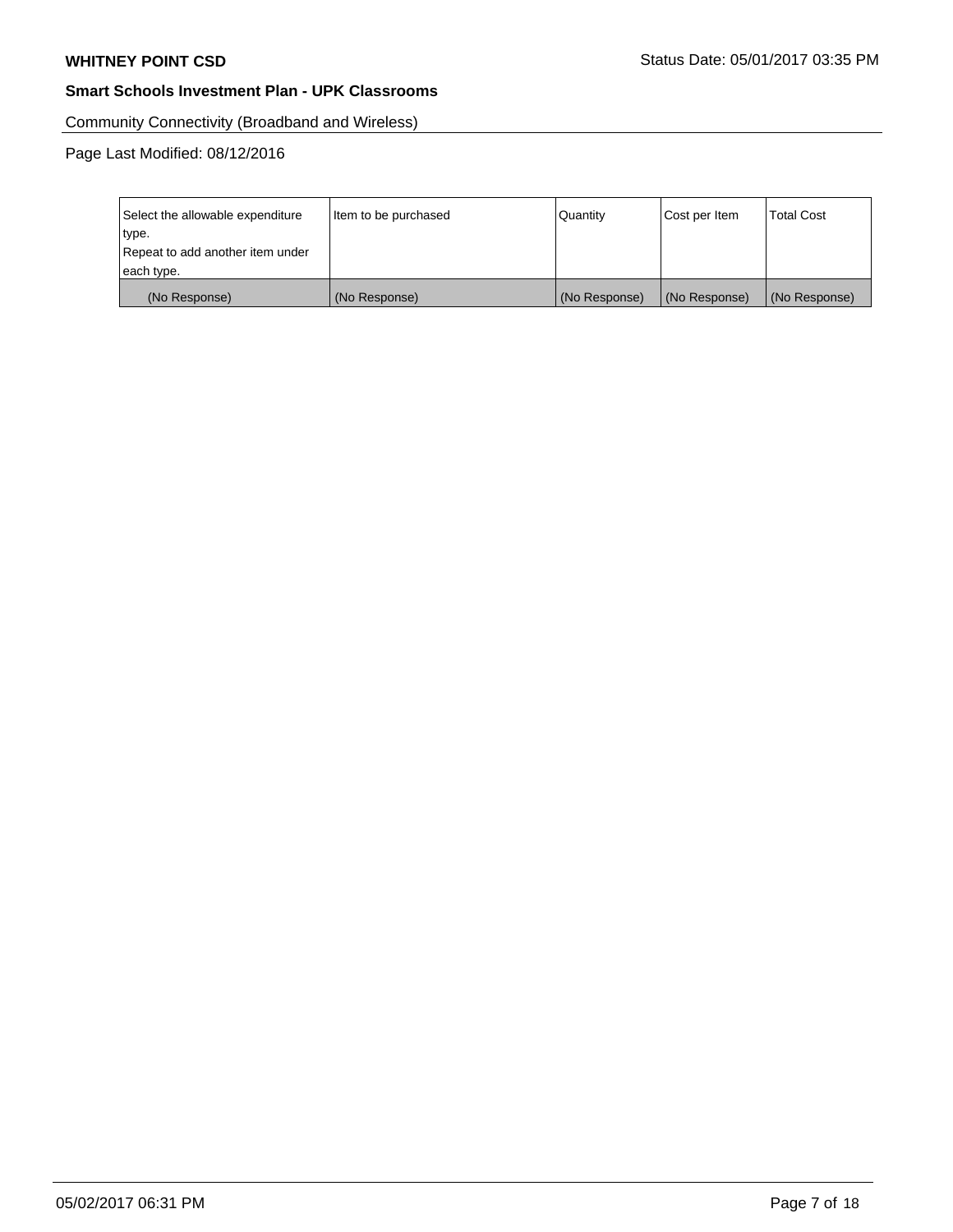**WHITNEY POINT CSD** Status Date: 05/01/2017 03:35 PM

**Smart Schools Investment Plan - UPK Classrooms**

Community Connectivity (Broadband and Wireless)

Page Last Modified: 08/12/2016

| Select the allowable expenditure type.<br>Repeat to add another item under each type. | Item to be purchased | Quantity | Cost per Item | Total Cost |
|---|---|---|---|---|
| (No Response) | (No Response) | (No Response) | (No Response) | (No Response) |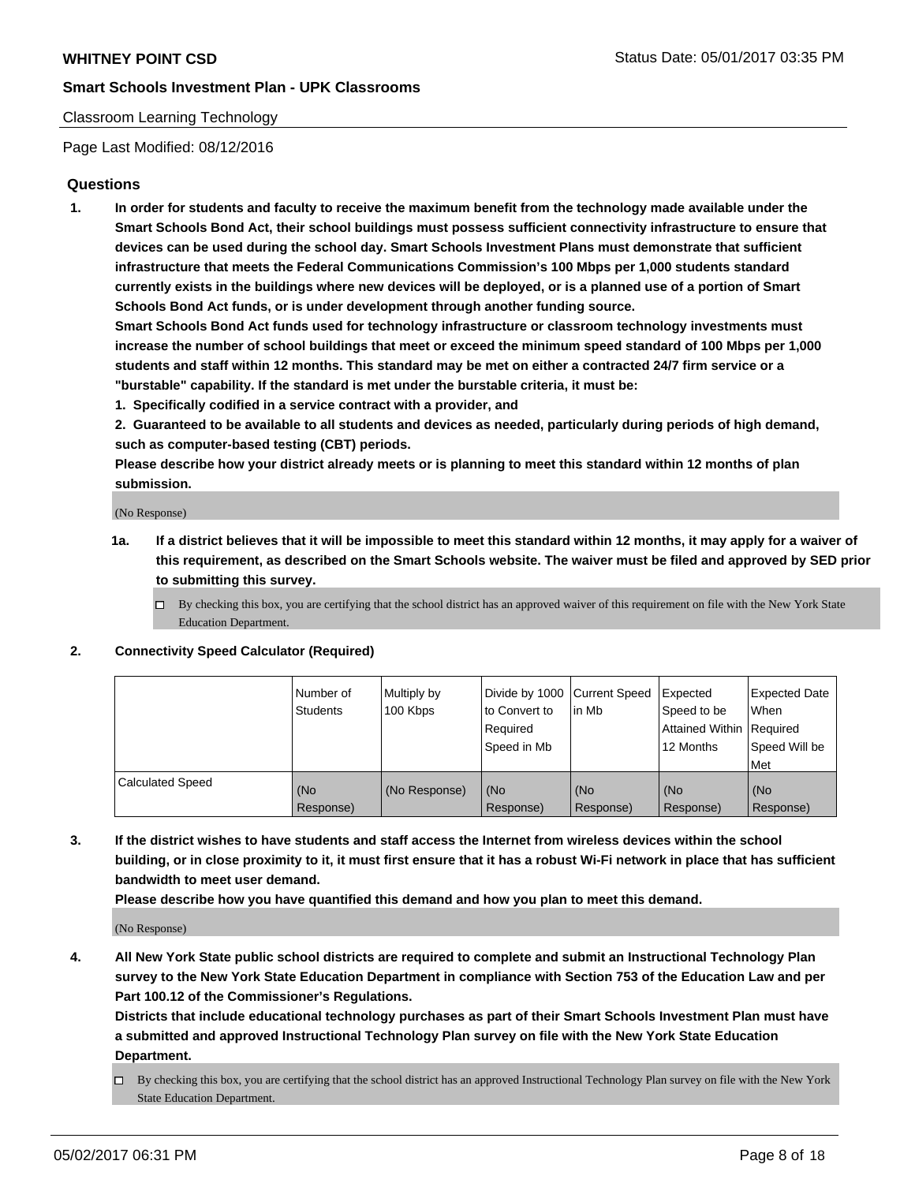**WHITNEY POINT CSD** Status Date: 05/01/2017 03:35 PM

**Smart Schools Investment Plan - UPK Classrooms**

Classroom Learning Technology

Page Last Modified: 08/12/2016

## Questions

1. **In order for students and faculty to receive the maximum benefit from the technology made available under the Smart Schools Bond Act, their school buildings must possess sufficient connectivity infrastructure to ensure that devices can be used during the school day. Smart Schools Investment Plans must demonstrate that sufficient infrastructure that meets the Federal Communications Commission's 100 Mbps per 1,000 students standard currently exists in the buildings where new devices will be deployed, or is a planned use of a portion of Smart Schools Bond Act funds, or is under development through another funding source.**
   **Smart Schools Bond Act funds used for technology infrastructure or classroom technology investments must increase the number of school buildings that meet or exceed the minimum speed standard of 100 Mbps per 1,000 students and staff within 12 months. This standard may be met on either a contracted 24/7 firm service or a "burstable" capability. If the standard is met under the burstable criteria, it must be:**
   **1. Specifically codified in a service contract with a provider, and**
   **2. Guaranteed to be available to all students and devices as needed, particularly during periods of high demand, such as computer-based testing (CBT) periods.**
   **Please describe how your district already meets or is planning to meet this standard within 12 months of plan submission.**

   (No Response)

   **1a. If a district believes that it will be impossible to meet this standard within 12 months, it may apply for a waiver of this requirement, as described on the Smart Schools website. The waiver must be filed and approved by SED prior to submitting this survey.**

   - ☐ By checking this box, you are certifying that the school district has an approved waiver of this requirement on file with the New York State Education Department.

2. **Connectivity Speed Calculator (Required)**

| | Number of Students | Multiply by 100 Kbps | Divide by 1000 to Convert to Required Speed in Mb | Current Speed in Mb | Expected Speed to be Attained Within 12 Months | Expected Date When Required Speed Will be Met |
|---|---|---|---|---|---|---|
| Calculated Speed | (No Response) | (No Response) | (No Response) | (No Response) | (No Response) | (No Response) |

3. **If the district wishes to have students and staff access the Internet from wireless devices within the school building, or in close proximity to it, it must first ensure that it has a robust Wi-Fi network in place that has sufficient bandwidth to meet user demand.**
   **Please describe how you have quantified this demand and how you plan to meet this demand.**

   (No Response)

4. **All New York State public school districts are required to complete and submit an Instructional Technology Plan survey to the New York State Education Department in compliance with Section 753 of the Education Law and per Part 100.12 of the Commissioner's Regulations.**
   **Districts that include educational technology purchases as part of their Smart Schools Investment Plan must have a submitted and approved Instructional Technology Plan survey on file with the New York State Education Department.**

   - ☐ By checking this box, you are certifying that the school district has an approved Instructional Technology Plan survey on file with the New York State Education Department.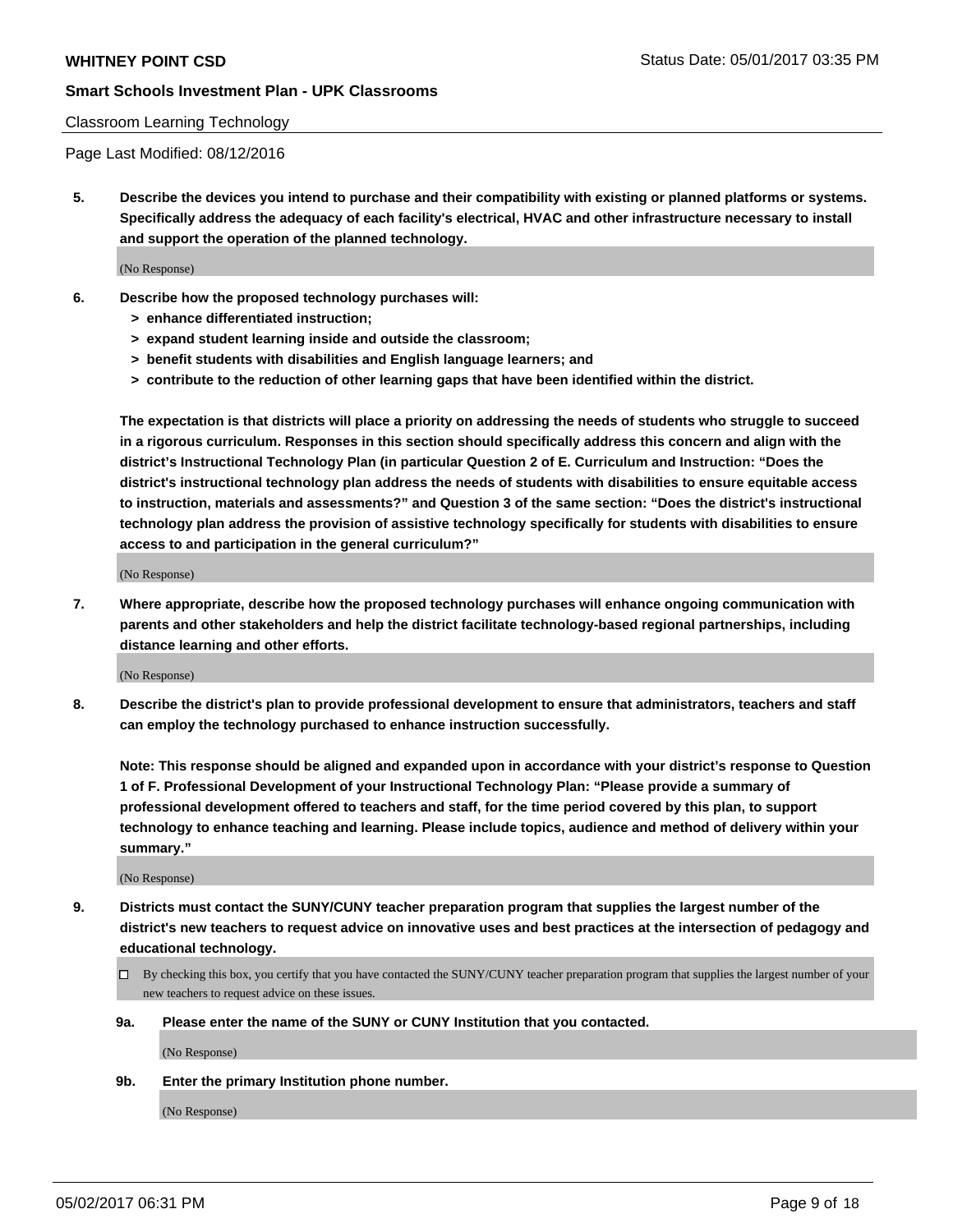Classroom Learning Technology

Page Last Modified: 08/12/2016

**5. Describe the devices you intend to purchase and their compatibility with existing or planned platforms or systems. Specifically address the adequacy of each facility's electrical, HVAC and other infrastructure necessary to install and support the operation of the planned technology.**

(No Response)

**6. Describe how the proposed technology purchases will:**

- **> enhance differentiated instruction;**
- **> expand student learning inside and outside the classroom;**
- **> benefit students with disabilities and English language learners; and**
- **> contribute to the reduction of other learning gaps that have been identified within the district.**

**The expectation is that districts will place a priority on addressing the needs of students who struggle to succeed in a rigorous curriculum. Responses in this section should specifically address this concern and align with the district's Instructional Technology Plan (in particular Question 2 of E. Curriculum and Instruction: "Does the district's instructional technology plan address the needs of students with disabilities to ensure equitable access to instruction, materials and assessments?" and Question 3 of the same section: "Does the district's instructional technology plan address the provision of assistive technology specifically for students with disabilities to ensure access to and participation in the general curriculum?"**

(No Response)

**7. Where appropriate, describe how the proposed technology purchases will enhance ongoing communication with parents and other stakeholders and help the district facilitate technology-based regional partnerships, including distance learning and other efforts.**

(No Response)

**8. Describe the district's plan to provide professional development to ensure that administrators, teachers and staff can employ the technology purchased to enhance instruction successfully.**

**Note: This response should be aligned and expanded upon in accordance with your district's response to Question 1 of F. Professional Development of your Instructional Technology Plan: "Please provide a summary of professional development offered to teachers and staff, for the time period covered by this plan, to support technology to enhance teaching and learning. Please include topics, audience and method of delivery within your summary."**

(No Response)

**9. Districts must contact the SUNY/CUNY teacher preparation program that supplies the largest number of the district's new teachers to request advice on innovative uses and best practices at the intersection of pedagogy and educational technology.**

☐ By checking this box, you certify that you have contacted the SUNY/CUNY teacher preparation program that supplies the largest number of your new teachers to request advice on these issues.

**9a. Please enter the name of the SUNY or CUNY Institution that you contacted.**

(No Response)

**9b. Enter the primary Institution phone number.**

(No Response)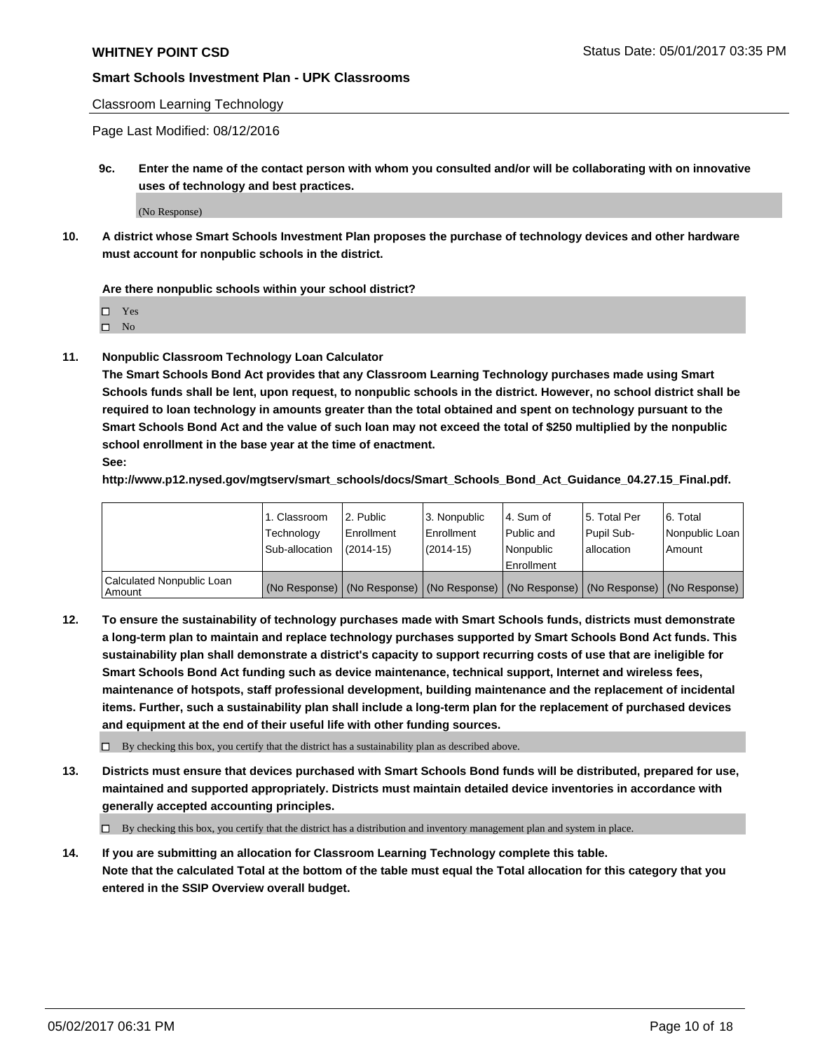**WHITNEY POINT CSD**

**Smart Schools Investment Plan - UPK Classrooms**

Classroom Learning Technology

Page Last Modified: 08/12/2016

**9c. Enter the name of the contact person with whom you consulted and/or will be collaborating with on innovative uses of technology and best practices.**

(No Response)

**10. A district whose Smart Schools Investment Plan proposes the purchase of technology devices and other hardware must account for nonpublic schools in the district.**

**Are there nonpublic schools within your school district?**

- ☐ Yes
- ☐ No

**11. Nonpublic Classroom Technology Loan Calculator**

**The Smart Schools Bond Act provides that any Classroom Learning Technology purchases made using Smart Schools funds shall be lent, upon request, to nonpublic schools in the district. However, no school district shall be required to loan technology in amounts greater than the total obtained and spent on technology pursuant to the Smart Schools Bond Act and the value of such loan may not exceed the total of $250 multiplied by the nonpublic school enrollment in the base year at the time of enactment.**

**See:**

**http://www.p12.nysed.gov/mgtserv/smart_schools/docs/Smart_Schools_Bond_Act_Guidance_04.27.15_Final.pdf.**

| | 1. Classroom Technology Sub-allocation | 2. Public Enrollment (2014-15) | 3. Nonpublic Enrollment (2014-15) | 4. Sum of Public and Nonpublic Enrollment | 5. Total Per Pupil Sub-allocation | 6. Total Nonpublic Loan Amount |
|---|---|---|---|---|---|---|
| Calculated Nonpublic Loan Amount | (No Response) | (No Response) | (No Response) | (No Response) | (No Response) | (No Response) |

**12. To ensure the sustainability of technology purchases made with Smart Schools funds, districts must demonstrate a long-term plan to maintain and replace technology purchases supported by Smart Schools Bond Act funds. This sustainability plan shall demonstrate a district's capacity to support recurring costs of use that are ineligible for Smart Schools Bond Act funding such as device maintenance, technical support, Internet and wireless fees, maintenance of hotspots, staff professional development, building maintenance and the replacement of incidental items. Further, such a sustainability plan shall include a long-term plan for the replacement of purchased devices and equipment at the end of their useful life with other funding sources.**

☐ By checking this box, you certify that the district has a sustainability plan as described above.

**13. Districts must ensure that devices purchased with Smart Schools Bond funds will be distributed, prepared for use, maintained and supported appropriately. Districts must maintain detailed device inventories in accordance with generally accepted accounting principles.**

☐ By checking this box, you certify that the district has a distribution and inventory management plan and system in place.

**14. If you are submitting an allocation for Classroom Learning Technology complete this table. Note that the calculated Total at the bottom of the table must equal the Total allocation for this category that you entered in the SSIP Overview overall budget.**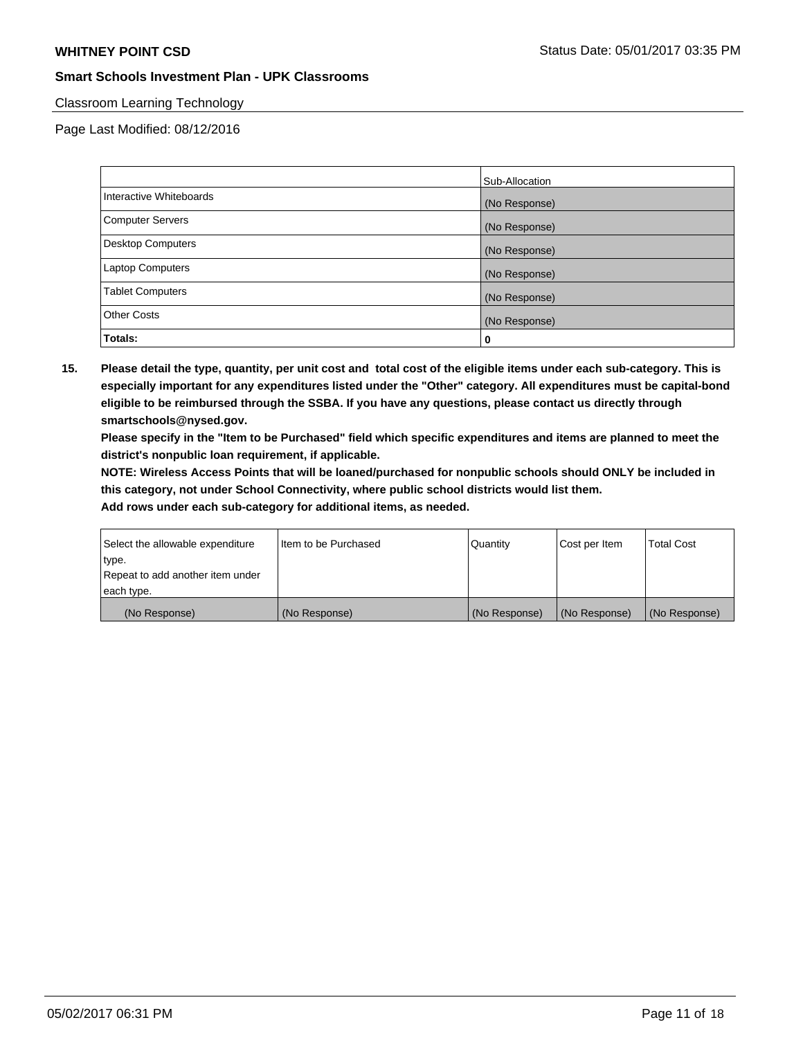**WHITNEY POINT CSD** Status Date: 05/01/2017 03:35 PM

**Smart Schools Investment Plan - UPK Classrooms**

Classroom Learning Technology

Page Last Modified: 08/12/2016

| | Sub-Allocation |
|---|---|
| Interactive Whiteboards | (No Response) |
| Computer Servers | (No Response) |
| Desktop Computers | (No Response) |
| Laptop Computers | (No Response) |
| Tablet Computers | (No Response) |
| Other Costs | (No Response) |
| **Totals:** | **0** |

**15. Please detail the type, quantity, per unit cost and total cost of the eligible items under each sub-category. This is especially important for any expenditures listed under the "Other" category. All expenditures must be capital-bond eligible to be reimbursed through the SSBA. If you have any questions, please contact us directly through smartschools@nysed.gov.**

**Please specify in the "Item to be Purchased" field which specific expenditures and items are planned to meet the district's nonpublic loan requirement, if applicable.**

**NOTE: Wireless Access Points that will be loaned/purchased for nonpublic schools should ONLY be included in this category, not under School Connectivity, where public school districts would list them.**

**Add rows under each sub-category for additional items, as needed.**

| Select the allowable expenditure type. Repeat to add another item under each type. | Item to be Purchased | Quantity | Cost per Item | Total Cost |
|---|---|---|---|---|
| (No Response) | (No Response) | (No Response) | (No Response) | (No Response) |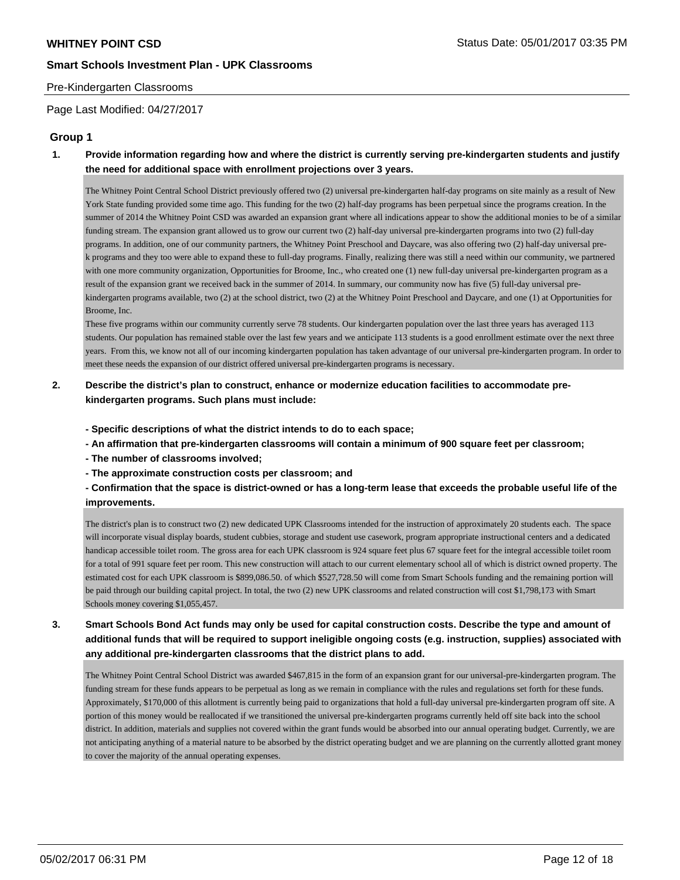**WHITNEY POINT CSD**

**Smart Schools Investment Plan - UPK Classrooms**

Pre-Kindergarten Classrooms

Page Last Modified: 04/27/2017

## Group 1

**1. Provide information regarding how and where the district is currently serving pre-kindergarten students and justify the need for additional space with enrollment projections over 3 years.**

The Whitney Point Central School District previously offered two (2) universal pre-kindergarten half-day programs on site mainly as a result of New York State funding provided some time ago. This funding for the two (2) half-day programs has been perpetual since the programs creation. In the summer of 2014 the Whitney Point CSD was awarded an expansion grant where all indications appear to show the additional monies to be of a similar funding stream. The expansion grant allowed us to grow our current two (2) half-day universal pre-kindergarten programs into two (2) full-day programs. In addition, one of our community partners, the Whitney Point Preschool and Daycare, was also offering two (2) half-day universal pre-k programs and they too were able to expand these to full-day programs. Finally, realizing there was still a need within our community, we partnered with one more community organization, Opportunities for Broome, Inc., who created one (1) new full-day universal pre-kindergarten program as a result of the expansion grant we received back in the summer of 2014. In summary, our community now has five (5) full-day universal pre-kindergarten programs available, two (2) at the school district, two (2) at the Whitney Point Preschool and Daycare, and one (1) at Opportunities for Broome, Inc.

These five programs within our community currently serve 78 students. Our kindergarten population over the last three years has averaged 113 students. Our population has remained stable over the last few years and we anticipate 113 students is a good enrollment estimate over the next three years. From this, we know not all of our incoming kindergarten population has taken advantage of our universal pre-kindergarten program. In order to meet these needs the expansion of our district offered universal pre-kindergarten programs is necessary.

**2. Describe the district's plan to construct, enhance or modernize education facilities to accommodate pre-kindergarten programs. Such plans must include:**

**- Specific descriptions of what the district intends to do to each space;**

**- An affirmation that pre-kindergarten classrooms will contain a minimum of 900 square feet per classroom;**

**- The number of classrooms involved;**

**- The approximate construction costs per classroom; and**

**- Confirmation that the space is district-owned or has a long-term lease that exceeds the probable useful life of the improvements.**

The district's plan is to construct two (2) new dedicated UPK Classrooms intended for the instruction of approximately 20 students each. The space will incorporate visual display boards, student cubbies, storage and student use casework, program appropriate instructional centers and a dedicated handicap accessible toilet room. The gross area for each UPK classroom is 924 square feet plus 67 square feet for the integral accessible toilet room for a total of 991 square feet per room. This new construction will attach to our current elementary school all of which is district owned property. The estimated cost for each UPK classroom is $899,086.50. of which $527,728.50 will come from Smart Schools funding and the remaining portion will be paid through our building capital project. In total, the two (2) new UPK classrooms and related construction will cost $1,798,173 with Smart Schools money covering $1,055,457.

**3. Smart Schools Bond Act funds may only be used for capital construction costs. Describe the type and amount of additional funds that will be required to support ineligible ongoing costs (e.g. instruction, supplies) associated with any additional pre-kindergarten classrooms that the district plans to add.**

The Whitney Point Central School District was awarded $467,815 in the form of an expansion grant for our universal-pre-kindergarten program. The funding stream for these funds appears to be perpetual as long as we remain in compliance with the rules and regulations set forth for these funds. Approximately, $170,000 of this allotment is currently being paid to organizations that hold a full-day universal pre-kindergarten program off site. A portion of this money would be reallocated if we transitioned the universal pre-kindergarten programs currently held off site back into the school district. In addition, materials and supplies not covered within the grant funds would be absorbed into our annual operating budget. Currently, we are not anticipating anything of a material nature to be absorbed by the district operating budget and we are planning on the currently allotted grant money to cover the majority of the annual operating expenses.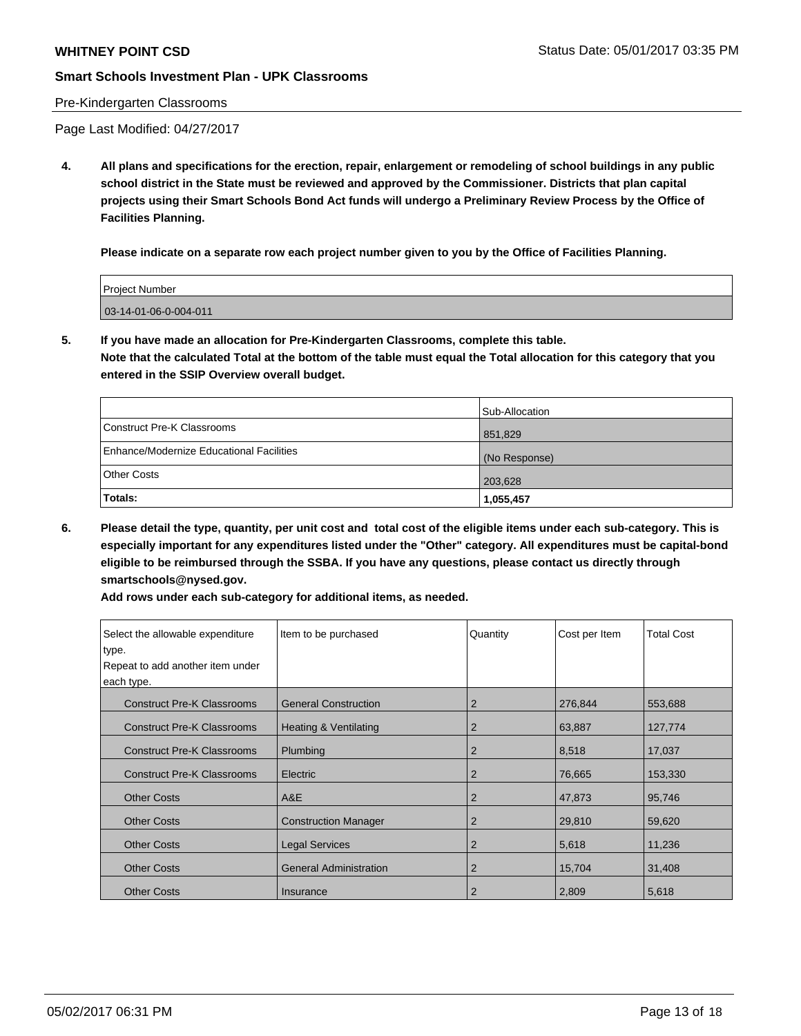4. **All plans and specifications for the erection, repair, enlargement or remodeling of school buildings in any public school district in the State must be reviewed and approved by the Commissioner. Districts that plan capital projects using their Smart Schools Bond Act funds will undergo a Preliminary Review Process by the Office of Facilities Planning.**

   **Please indicate on a separate row each project number given to you by the Office of Facilities Planning.**

| Project Number |
| --- |
| 03-14-01-06-0-004-011 |

5. **If you have made an allocation for Pre-Kindergarten Classrooms, complete this table.**
   **Note that the calculated Total at the bottom of the table must equal the Total allocation for this category that you entered in the SSIP Overview overall budget.**

| | Sub-Allocation |
| --- | --- |
| Construct Pre-K Classrooms | 851,829 |
| Enhance/Modernize Educational Facilities | (No Response) |
| Other Costs | 203,628 |
| **Totals:** | **1,055,457** |

6. **Please detail the type, quantity, per unit cost and total cost of the eligible items under each sub-category. This is especially important for any expenditures listed under the "Other" category. All expenditures must be capital-bond eligible to be reimbursed through the SSBA. If you have any questions, please contact us directly through smartschools@nysed.gov.**
   **Add rows under each sub-category for additional items, as needed.**

| Select the allowable expenditure type. Repeat to add another item under each type. | Item to be purchased | Quantity | Cost per Item | Total Cost |
| --- | --- | --- | --- | --- |
| Construct Pre-K Classrooms | General Construction | 2 | 276,844 | 553,688 |
| Construct Pre-K Classrooms | Heating & Ventilating | 2 | 63,887 | 127,774 |
| Construct Pre-K Classrooms | Plumbing | 2 | 8,518 | 17,037 |
| Construct Pre-K Classrooms | Electric | 2 | 76,665 | 153,330 |
| Other Costs | A&E | 2 | 47,873 | 95,746 |
| Other Costs | Construction Manager | 2 | 29,810 | 59,620 |
| Other Costs | Legal Services | 2 | 5,618 | 11,236 |
| Other Costs | General Administration | 2 | 15,704 | 31,408 |
| Other Costs | Insurance | 2 | 2,809 | 5,618 |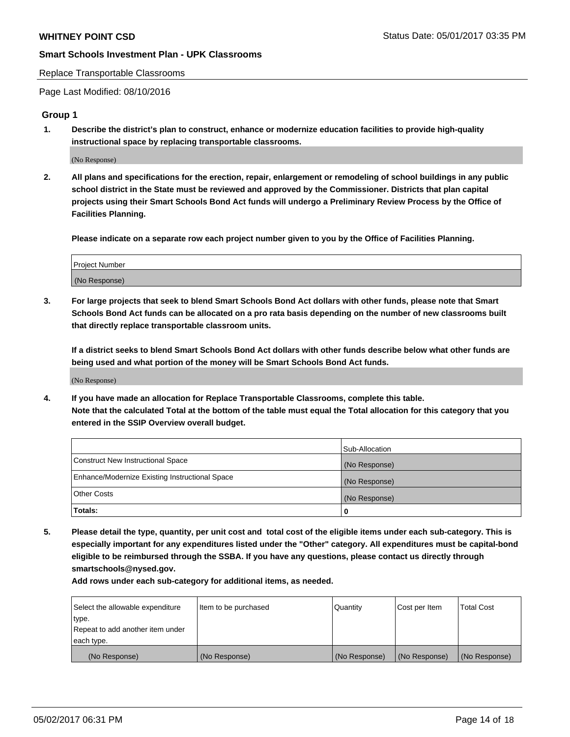## Smart Schools Investment Plan - UPK Classrooms

Replace Transportable Classrooms

Page Last Modified: 08/10/2016

### Group 1

**1. Describe the district's plan to construct, enhance or modernize education facilities to provide high-quality instructional space by replacing transportable classrooms.**

(No Response)

**2. All plans and specifications for the erection, repair, enlargement or remodeling of school buildings in any public school district in the State must be reviewed and approved by the Commissioner. Districts that plan capital projects using their Smart Schools Bond Act funds will undergo a Preliminary Review Process by the Office of Facilities Planning.**

**Please indicate on a separate row each project number given to you by the Office of Facilities Planning.**

| Project Number |
| --- |
| (No Response) |

**3. For large projects that seek to blend Smart Schools Bond Act dollars with other funds, please note that Smart Schools Bond Act funds can be allocated on a pro rata basis depending on the number of new classrooms built that directly replace transportable classroom units.**

**If a district seeks to blend Smart Schools Bond Act dollars with other funds describe below what other funds are being used and what portion of the money will be Smart Schools Bond Act funds.**

(No Response)

**4. If you have made an allocation for Replace Transportable Classrooms, complete this table. Note that the calculated Total at the bottom of the table must equal the Total allocation for this category that you entered in the SSIP Overview overall budget.**

| | Sub-Allocation |
| --- | --- |
| Construct New Instructional Space | (No Response) |
| Enhance/Modernize Existing Instructional Space | (No Response) |
| Other Costs | (No Response) |
| **Totals:** | **0** |

**5. Please detail the type, quantity, per unit cost and total cost of the eligible items under each sub-category. This is especially important for any expenditures listed under the "Other" category. All expenditures must be capital-bond eligible to be reimbursed through the SSBA. If you have any questions, please contact us directly through smartschools@nysed.gov.**

**Add rows under each sub-category for additional items, as needed.**

| Select the allowable expenditure type. Repeat to add another item under each type. | Item to be purchased | Quantity | Cost per Item | Total Cost |
| --- | --- | --- | --- | --- |
| (No Response) | (No Response) | (No Response) | (No Response) | (No Response) |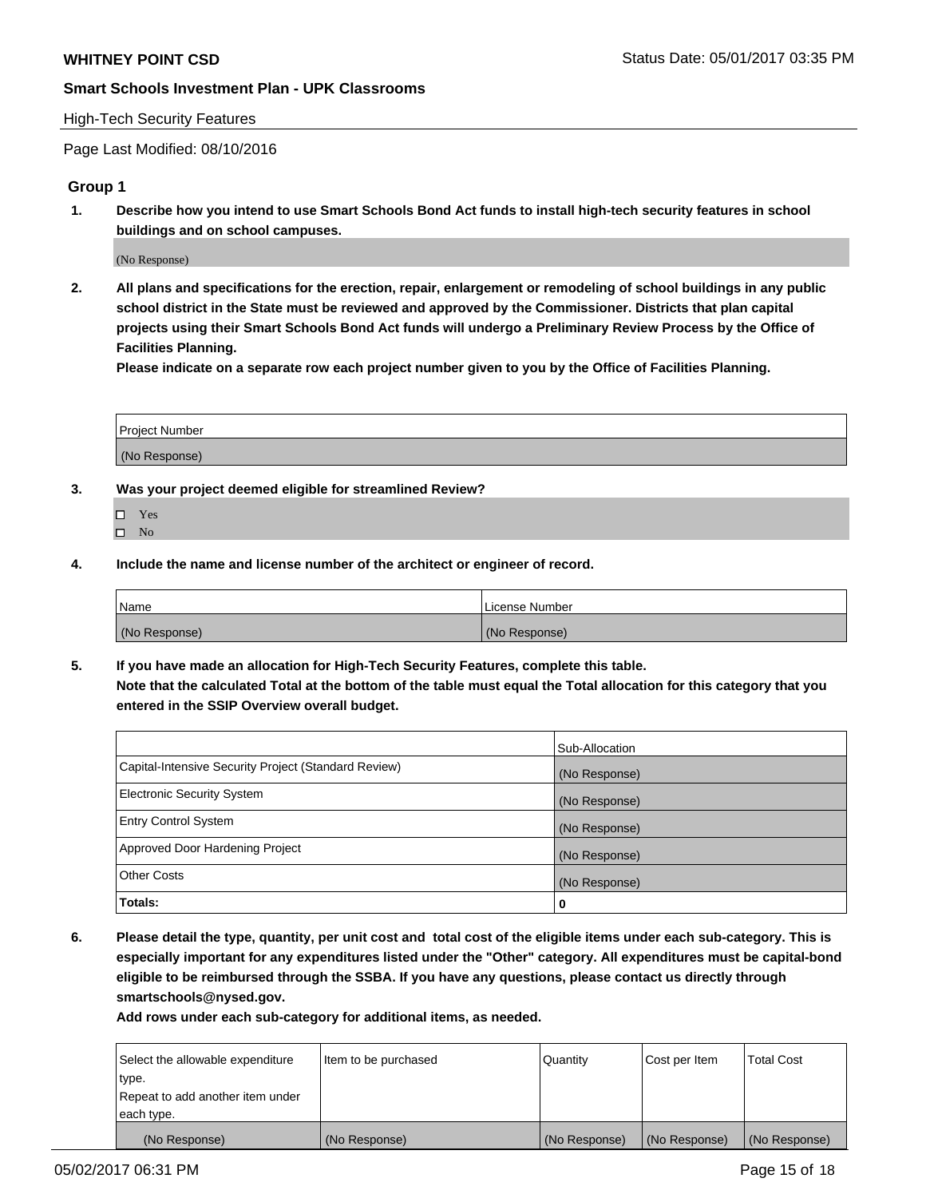## High-Tech Security Features

Page Last Modified: 08/10/2016

### Group 1

**1. Describe how you intend to use Smart Schools Bond Act funds to install high-tech security features in school buildings and on school campuses.**

(No Response)

**2. All plans and specifications for the erection, repair, enlargement or remodeling of school buildings in any public school district in the State must be reviewed and approved by the Commissioner. Districts that plan capital projects using their Smart Schools Bond Act funds will undergo a Preliminary Review Process by the Office of Facilities Planning.**

**Please indicate on a separate row each project number given to you by the Office of Facilities Planning.**

| Project Number |
|---|
| (No Response) |

**3. Was your project deemed eligible for streamlined Review?**

- ☐ Yes
- ☐ No

**4. Include the name and license number of the architect or engineer of record.**

| Name | License Number |
|---|---|
| (No Response) | (No Response) |

**5. If you have made an allocation for High-Tech Security Features, complete this table.**
**Note that the calculated Total at the bottom of the table must equal the Total allocation for this category that you entered in the SSIP Overview overall budget.**

| | Sub-Allocation |
|---|---|
| Capital-Intensive Security Project (Standard Review) | (No Response) |
| Electronic Security System | (No Response) |
| Entry Control System | (No Response) |
| Approved Door Hardening Project | (No Response) |
| Other Costs | (No Response) |
| **Totals:** | **0** |

**6. Please detail the type, quantity, per unit cost and total cost of the eligible items under each sub-category. This is especially important for any expenditures listed under the "Other" category. All expenditures must be capital-bond eligible to be reimbursed through the SSBA. If you have any questions, please contact us directly through smartschools@nysed.gov.**

**Add rows under each sub-category for additional items, as needed.**

| Select the allowable expenditure type. Repeat to add another item under each type. | Item to be purchased | Quantity | Cost per Item | Total Cost |
|---|---|---|---|---|
| (No Response) | (No Response) | (No Response) | (No Response) | (No Response) |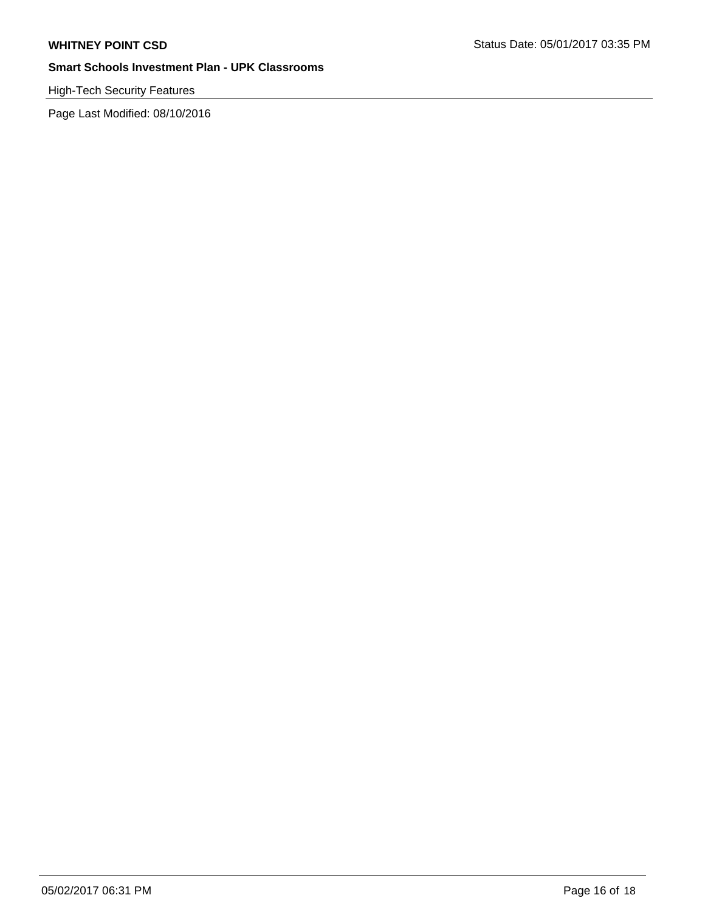**WHITNEY POINT CSD**

Status Date: 05/01/2017 03:35 PM

**Smart Schools Investment Plan - UPK Classrooms**

High-Tech Security Features

Page Last Modified: 08/10/2016